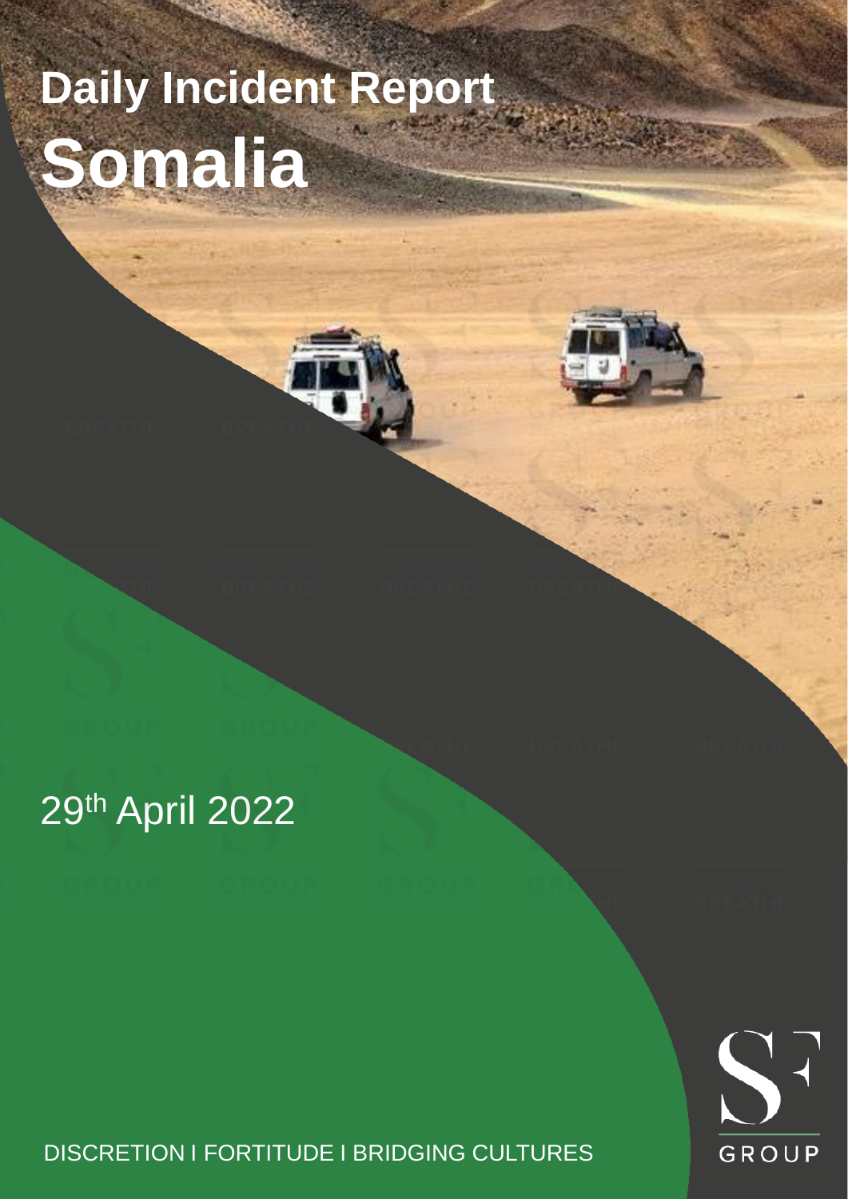# Daily Incident Report

# Somalia

29th April 2022

DISCRETION I FORTITUDE I BRIDGING CULTURES

SF GROUP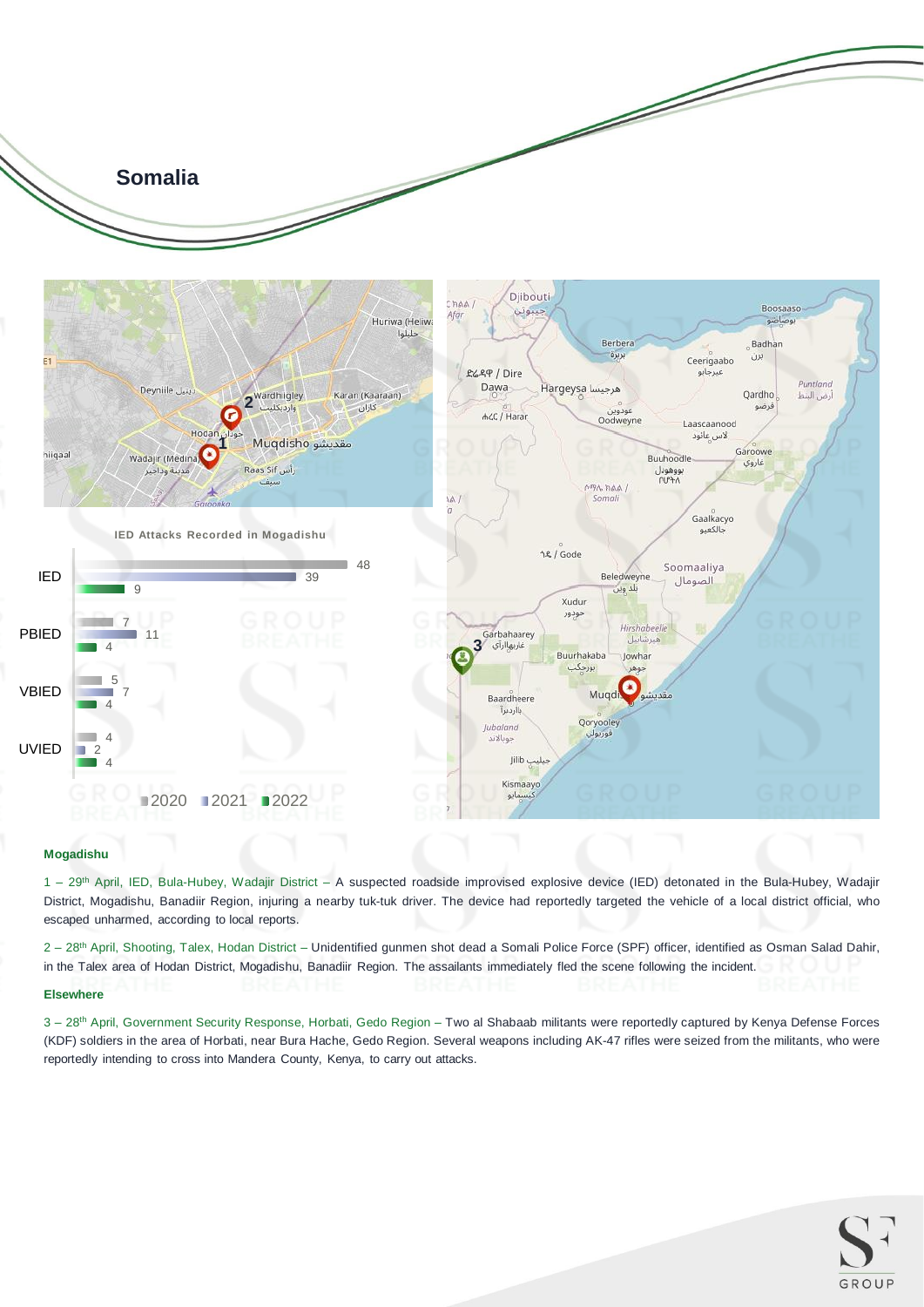# Somalia

**IED Attacks Recorded in Mogadishu**

| | 2020 | 2021 | 2022 |
|---|---|---|---|
| IED | 48 | 39 | 9 |
| PBIED | 7 | 11 | 4 |
| VBIED | 5 | 7 | 4 |
| UVIED | 4 | 2 | 4 |

### Mogadishu

1 – 29th April, IED, Bula-Hubey, Wadajir District – A suspected roadside improvised explosive device (IED) detonated in the Bula-Hubey, Wadajir District, Mogadishu, Banadiir Region, injuring a nearby tuk-tuk driver. The device had reportedly targeted the vehicle of a local district official, who escaped unharmed, according to local reports.

2 – 28th April, Shooting, Talex, Hodan District – Unidentified gunmen shot dead a Somali Police Force (SPF) officer, identified as Osman Salad Dahir, in the Talex area of Hodan District, Mogadishu, Banadiir Region. The assailants immediately fled the scene following the incident.

### Elsewhere

3 – 28th April, Government Security Response, Horbati, Gedo Region – Two al Shabaab militants were reportedly captured by Kenya Defense Forces (KDF) soldiers in the area of Horbati, near Bura Hache, Gedo Region. Several weapons including AK-47 rifles were seized from the militants, who were reportedly intending to cross into Mandera County, Kenya, to carry out attacks.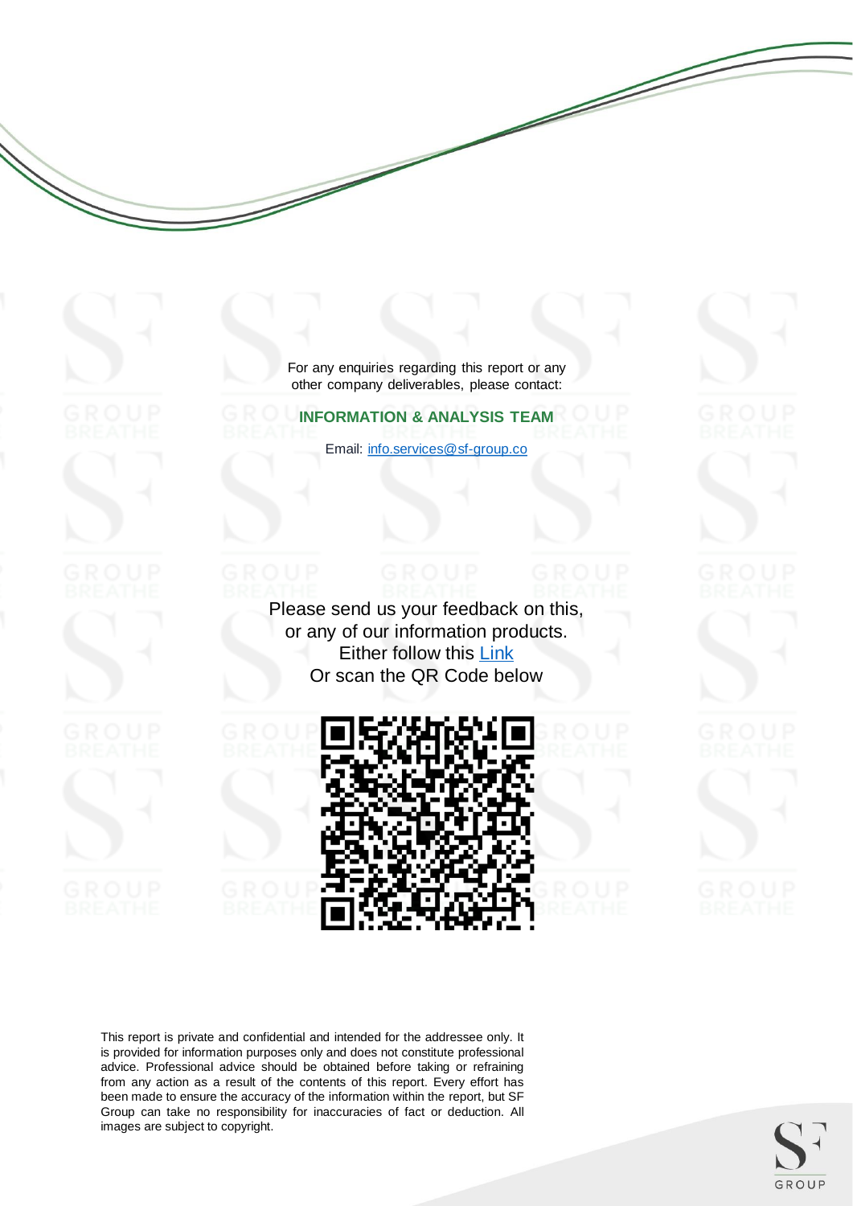For any enquiries regarding this report or any other company deliverables, please contact:

**INFORMATION & ANALYSIS TEAM**

Email: info.services@sf-group.co

Please send us your feedback on this, or any of our information products.
Either follow this Link
Or scan the QR Code below

This report is private and confidential and intended for the addressee only. It is provided for information purposes only and does not constitute professional advice. Professional advice should be obtained before taking or refraining from any action as a result of the contents of this report. Every effort has been made to ensure the accuracy of the information within the report, but SF Group can take no responsibility for inaccuracies of fact or deduction. All images are subject to copyright.